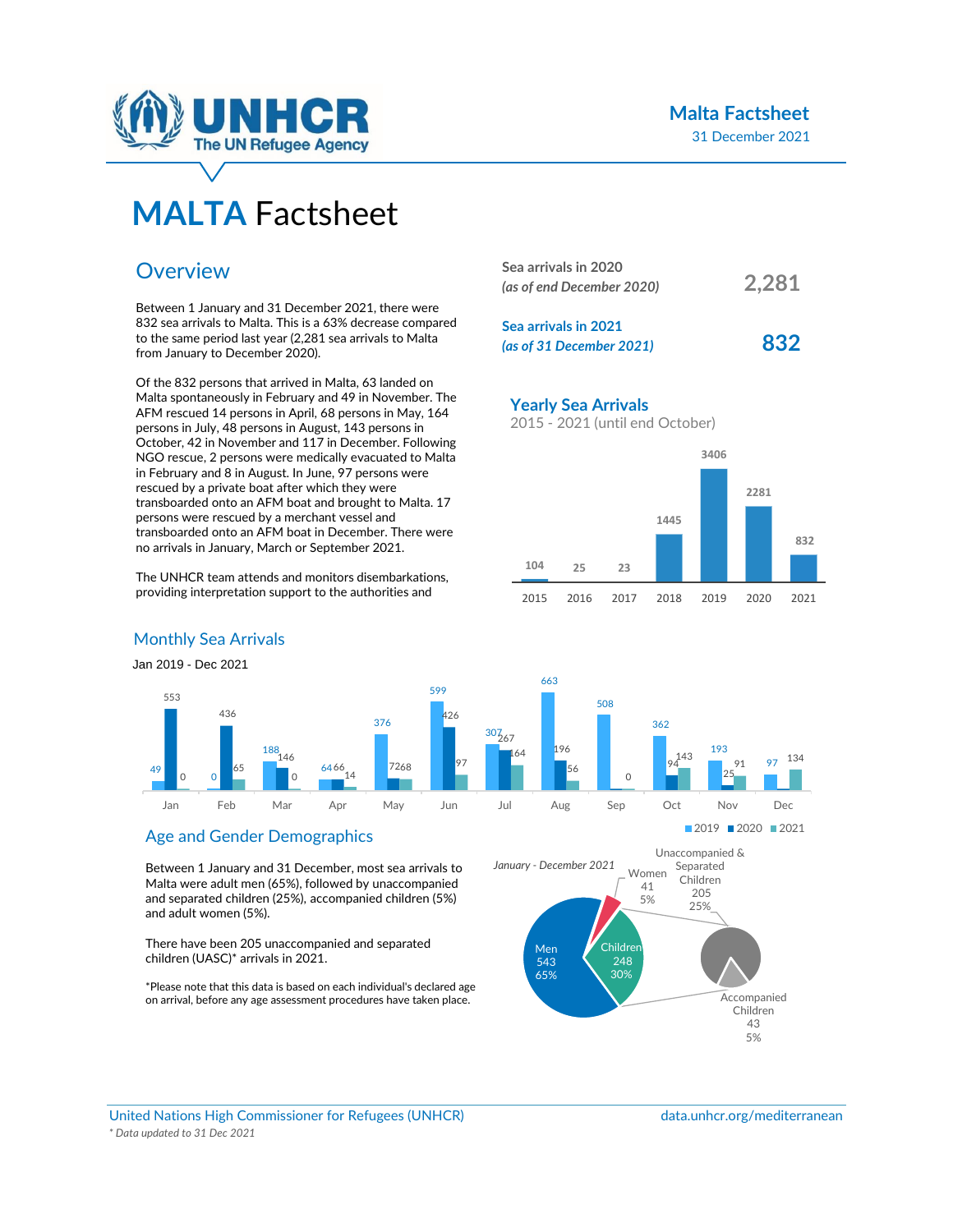# MALTA Factsheet

Malta Factsheet
31 December 2021

## Overview

Between 1 January and 31 December 2021, there were 832 sea arrivals to Malta. This is a 63% decrease compared to the same period last year (2,281 sea arrivals to Malta from January to December 2020).

Of the 832 persons that arrived in Malta, 63 landed on Malta spontaneously in February and 49 in November. The AFM rescued 14 persons in April, 68 persons in May, 164 persons in July, 48 persons in August, 143 persons in October, 42 in November and 117 in December. Following NGO rescue, 2 persons were medically evacuated to Malta in February and 8 in August. In June, 97 persons were rescued by a private boat after which they were transboarded onto an AFM boat and brought to Malta. 17 persons were rescued by a merchant vessel and transboarded onto an AFM boat in December. There were no arrivals in January, March or September 2021.

The UNHCR team attends and monitors disembarkations, providing interpretation support to the authorities and

| | |
|---|---|
| Sea arrivals in 2020 *(as of end December 2020)* | **2,281** |
| Sea arrivals in 2021 *(as of 31 December 2021)* | **832** |

### Yearly Sea Arrivals

2015 - 2021 (until end October)

| 2015 | 2016 | 2017 | 2018 | 2019 | 2020 | 2021 |
|---|---|---|---|---|---|---|
| 104 | 25 | 23 | 1445 | 3406 | 2281 | 832 |

### Monthly Sea Arrivals

Jan 2019 - Dec 2021

| | Jan | Feb | Mar | Apr | May | Jun | Jul | Aug | Sep | Oct | Nov | Dec |
|---|---|---|---|---|---|---|---|---|---|---|---|---|
| 2019 | 49 | 0 | 188 | 64 | 376 | 599 | 307 | 663 | 508 | 362 | 193 | 97 |
| 2020 | 553 | 436 | 146 | 66 | 72 | 426 | 267 | 196 | 0 | 94 | 25 | |
| 2021 | 0 | 65 | 0 | 14 | 68 | 97 | 164 | 56 | 0 | 143 | 91 | 134 |

## Age and Gender Demographics

Between 1 January and 31 December, most sea arrivals to Malta were adult men (65%), followed by unaccompanied and separated children (25%), accompanied children (5%) and adult women (5%).

There have been 205 unaccompanied and separated children (UASC)* arrivals in 2021.

*Please note that this data is based on each individual's declared age on arrival, before any age assessment procedures have taken place.

*January - December 2021*

| Category | Number | % |
|---|---|---|
| Men | 543 | 65% |
| Children | 248 | 30% |
| – Unaccompanied & Separated Children | 205 | 25% |
| – Accompanied Children | 43 | 5% |
| Women | 41 | 5% |

United Nations High Commissioner for Refugees (UNHCR) — data.unhcr.org/mediterranean

*\* Data updated to 31 Dec 2021*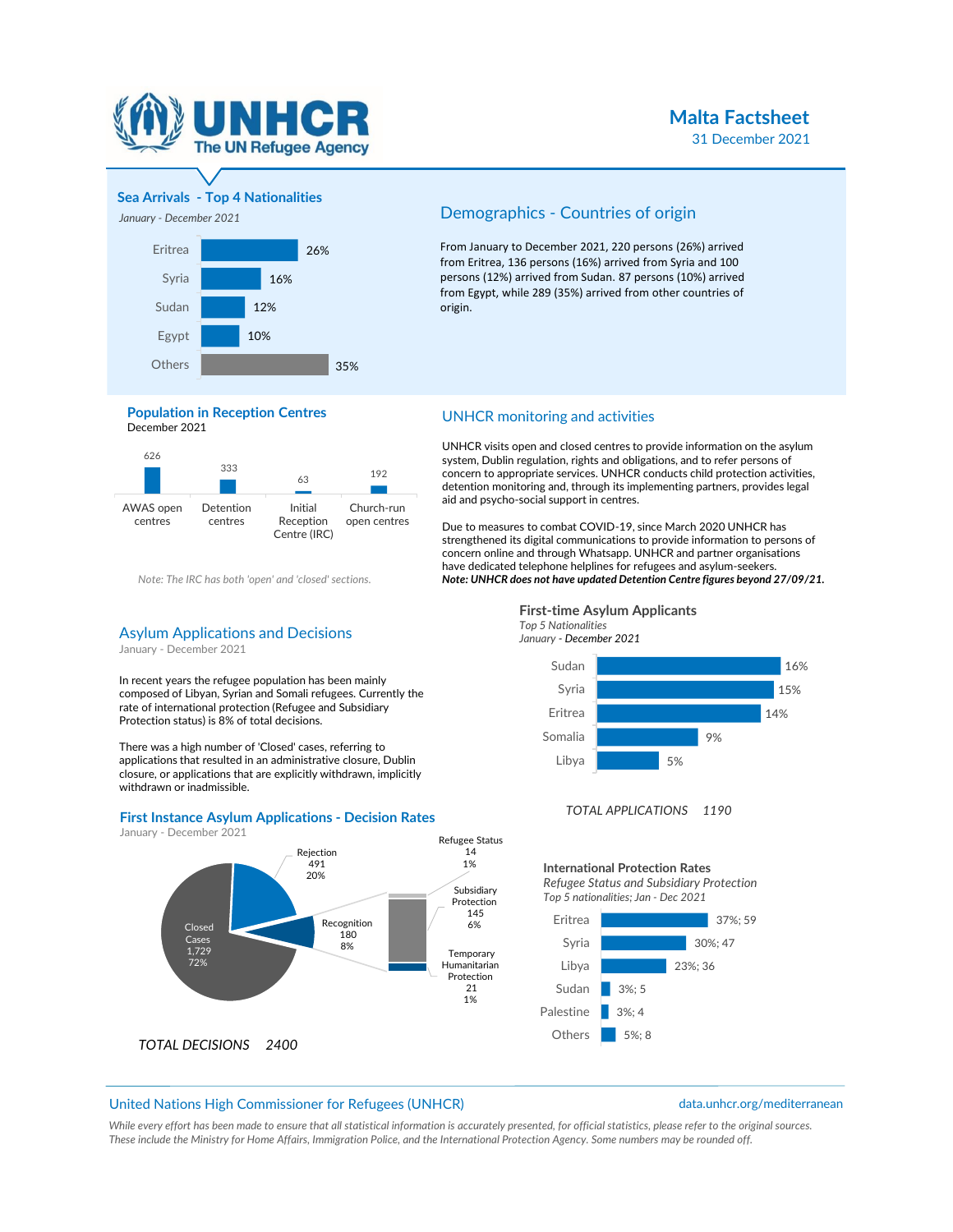# UNHCR The UN Refugee Agency

## Malta Factsheet

31 December 2021

### Sea Arrivals - Top 4 Nationalities

*January - December 2021*

Eritrea 26%
Syria 16%
Sudan 12%
Egypt 10%
Others 35%

### Demographics - Countries of origin

From January to December 2021, 220 persons (26%) arrived from Eritrea, 136 persons (16%) arrived from Syria and 100 persons (12%) arrived from Sudan. 87 persons (10%) arrived from Egypt, while 289 (35%) arrived from other countries of origin.

### Population in Reception Centres

December 2021

626
AWAS open centres
333
Detention centres
63
Initial Reception Centre (IRC)
192
Church-run open centres

*Note: The IRC has both 'open' and 'closed' sections.*

### UNHCR monitoring and activities

UNHCR visits open and closed centres to provide information on the asylum system, Dublin regulation, rights and obligations, and to refer persons of concern to appropriate services. UNHCR conducts child protection activities, detention monitoring and, through its implementing partners, provides legal aid and psycho-social support in centres.

Due to measures to combat COVID-19, since March 2020 UNHCR has strengthened its digital communications to provide information to persons of concern online and through Whatsapp. UNHCR and partner organisations have dedicated telephone helplines for refugees and asylum-seekers.

***Note: UNHCR does not have updated Detention Centre figures beyond 27/09/21.***

### Asylum Applications and Decisions

January - December 2021

In recent years the refugee population has been mainly composed of Libyan, Syrian and Somali refugees. Currently the rate of international protection (Refugee and Subsidiary Protection status) is 8% of total decisions.

There was a high number of 'Closed' cases, referring to applications that resulted in an administrative closure, Dublin closure, or applications that are explicitly withdrawn, implicitly withdrawn or inadmissible.

### First-time Asylum Applicants

*Top 5 Nationalities*

*January - December 2021*

Sudan 16%
Syria 15%
Eritrea 14%
Somalia 9%
Libya 5%

*TOTAL APPLICATIONS 1190*

### First Instance Asylum Applications - Decision Rates

January - December 2021

Rejection 491 20%
Recognition 180 8%
Closed Cases 1,729 72%
Refugee Status 14 1%
Subsidiary Protection 145 6%
Temporary Humanitarian Protection 21 1%

*TOTAL DECISIONS 2400*

### International Protection Rates

*Refugee Status and Subsidiary Protection*

*Top 5 nationalities; Jan - Dec 2021*

Eritrea 37%; 59
Syria 30%; 47
Libya 23%; 36
Sudan 3%; 5
Palestine 3%; 4
Others 5%; 8

United Nations High Commissioner for Refugees (UNHCR) data.unhcr.org/mediterranean

*While every effort has been made to ensure that all statistical information is accurately presented, for official statistics, please refer to the original sources. These include the Ministry for Home Affairs, Immigration Police, and the International Protection Agency. Some numbers may be rounded off.*